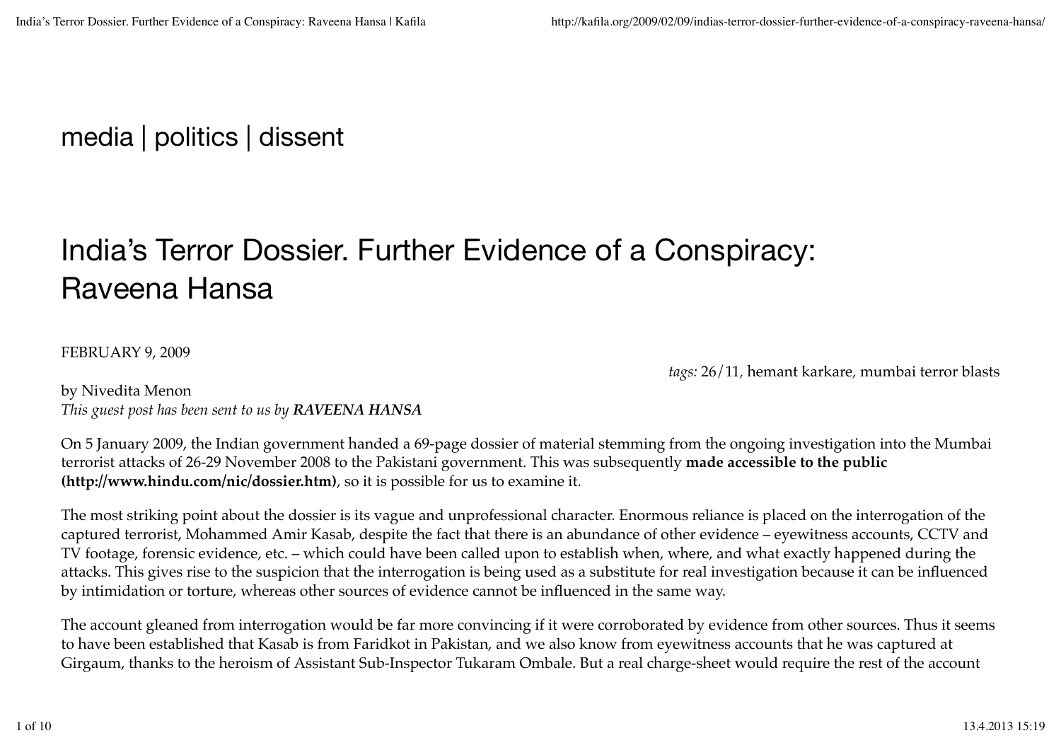media | politics | dissent

# India's Terror Dossier. Further Evidence of a Conspiracy: Raveena Hansa

FEBRUARY 9, 2009

*tags:* 26/11, hemant karkare, mumbai terror blasts

by Nivedita Menon
*This guest post has been sent to us by **RAVEENA HANSA***

On 5 January 2009, the Indian government handed a 69-page dossier of material stemming from the ongoing investigation into the Mumbai terrorist attacks of 26-29 November 2008 to the Pakistani government. This was subsequently **made accessible to the public (http://www.hindu.com/nic/dossier.htm)**, so it is possible for us to examine it.

The most striking point about the dossier is its vague and unprofessional character. Enormous reliance is placed on the interrogation of the captured terrorist, Mohammed Amir Kasab, despite the fact that there is an abundance of other evidence – eyewitness accounts, CCTV and TV footage, forensic evidence, etc. – which could have been called upon to establish when, where, and what exactly happened during the attacks. This gives rise to the suspicion that the interrogation is being used as a substitute for real investigation because it can be influenced by intimidation or torture, whereas other sources of evidence cannot be influenced in the same way.

The account gleaned from interrogation would be far more convincing if it were corroborated by evidence from other sources. Thus it seems to have been established that Kasab is from Faridkot in Pakistan, and we also know from eyewitness accounts that he was captured at Girgaum, thanks to the heroism of Assistant Sub-Inspector Tukaram Ombale. But a real charge-sheet would require the rest of the account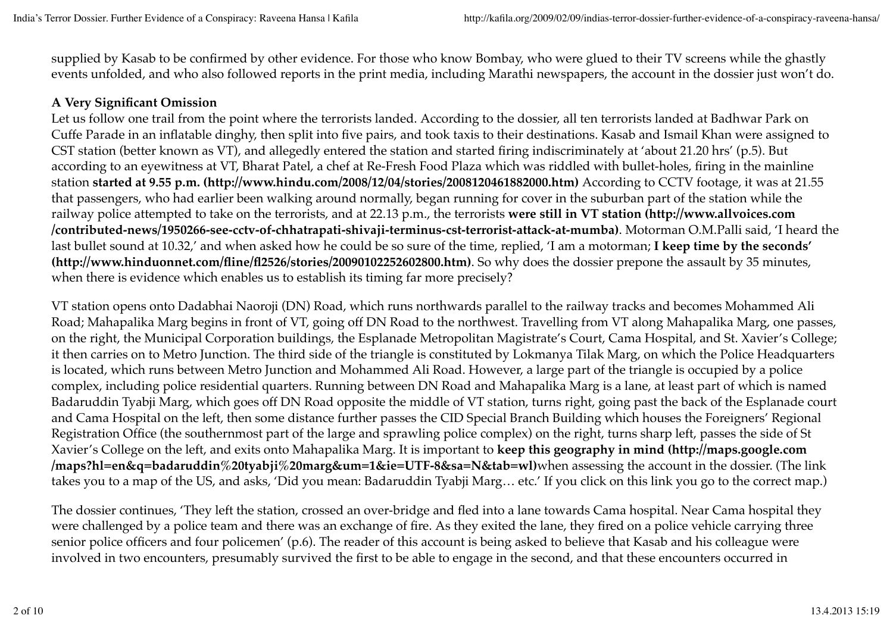supplied by Kasab to be confirmed by other evidence. For those who know Bombay, who were glued to their TV screens while the ghastly events unfolded, and who also followed reports in the print media, including Marathi newspapers, the account in the dossier just won't do.

**A Very Significant Omission**

Let us follow one trail from the point where the terrorists landed. According to the dossier, all ten terrorists landed at Badhwar Park on Cuffe Parade in an inflatable dinghy, then split into five pairs, and took taxis to their destinations. Kasab and Ismail Khan were assigned to CST station (better known as VT), and allegedly entered the station and started firing indiscriminately at 'about 21.20 hrs' (p.5). But according to an eyewitness at VT, Bharat Patel, a chef at Re-Fresh Food Plaza which was riddled with bullet-holes, firing in the mainline station **started at 9.55 p.m. (http://www.hindu.com/2008/12/04/stories/2008120461882000.htm)** According to CCTV footage, it was at 21.55 that passengers, who had earlier been walking around normally, began running for cover in the suburban part of the station while the railway police attempted to take on the terrorists, and at 22.13 p.m., the terrorists **were still in VT station (http://www.allvoices.com /contributed-news/1950266-see-cctv-of-chhatrapati-shivaji-terminus-cst-terrorist-attack-at-mumba)**. Motorman O.M.Palli said, 'I heard the last bullet sound at 10.32,' and when asked how he could be so sure of the time, replied, 'I am a motorman; **I keep time by the seconds' (http://www.hinduonnet.com/fline/fl2526/stories/20090102252602800.htm)**. So why does the dossier prepone the assault by 35 minutes, when there is evidence which enables us to establish its timing far more precisely?

VT station opens onto Dadabhai Naoroji (DN) Road, which runs northwards parallel to the railway tracks and becomes Mohammed Ali Road; Mahapalika Marg begins in front of VT, going off DN Road to the northwest. Travelling from VT along Mahapalika Marg, one passes, on the right, the Municipal Corporation buildings, the Esplanade Metropolitan Magistrate's Court, Cama Hospital, and St. Xavier's College; it then carries on to Metro Junction. The third side of the triangle is constituted by Lokmanya Tilak Marg, on which the Police Headquarters is located, which runs between Metro Junction and Mohammed Ali Road. However, a large part of the triangle is occupied by a police complex, including police residential quarters. Running between DN Road and Mahapalika Marg is a lane, at least part of which is named Badaruddin Tyabji Marg, which goes off DN Road opposite the middle of VT station, turns right, going past the back of the Esplanade court and Cama Hospital on the left, then some distance further passes the CID Special Branch Building which houses the Foreigners' Regional Registration Office (the southernmost part of the large and sprawling police complex) on the right, turns sharp left, passes the side of St Xavier's College on the left, and exits onto Mahapalika Marg. It is important to **keep this geography in mind (http://maps.google.com /maps?hl=en&q=badaruddin%20tyabji%20marg&um=1&ie=UTF-8&sa=N&tab=wl)**when assessing the account in the dossier. (The link takes you to a map of the US, and asks, 'Did you mean: Badaruddin Tyabji Marg… etc.' If you click on this link you go to the correct map.)

The dossier continues, 'They left the station, crossed an over-bridge and fled into a lane towards Cama hospital. Near Cama hospital they were challenged by a police team and there was an exchange of fire. As they exited the lane, they fired on a police vehicle carrying three senior police officers and four policemen' (p.6). The reader of this account is being asked to believe that Kasab and his colleague were involved in two encounters, presumably survived the first to be able to engage in the second, and that these encounters occurred in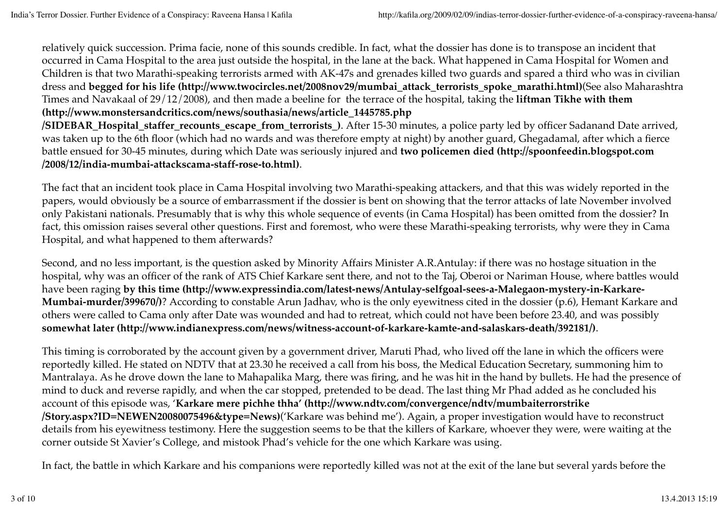relatively quick succession. Prima facie, none of this sounds credible. In fact, what the dossier has done is to transpose an incident that occurred in Cama Hospital to the area just outside the hospital, in the lane at the back. What happened in Cama Hospital for Women and Children is that two Marathi-speaking terrorists armed with AK-47s and grenades killed two guards and spared a third who was in civilian dress and **begged for his life (http://www.twocircles.net/2008nov29/mumbai_attack_terrorists_spoke_marathi.html)**(See also Maharashtra Times and Navakaal of 29/12/2008), and then made a beeline for the terrace of the hospital, taking the **liftman Tikhe with them (http://www.monstersandcritics.com/news/southasia/news/article_1445785.php /SIDEBAR_Hospital_staffer_recounts_escape_from_terrorists_)**. After 15-30 minutes, a police party led by officer Sadanand Date arrived, was taken up to the 6th floor (which had no wards and was therefore empty at night) by another guard, Ghegadamal, after which a fierce battle ensued for 30-45 minutes, during which Date was seriously injured and **two policemen died (http://spoonfeedin.blogspot.com /2008/12/india-mumbai-attackscama-staff-rose-to.html)**.

The fact that an incident took place in Cama Hospital involving two Marathi-speaking attackers, and that this was widely reported in the papers, would obviously be a source of embarrassment if the dossier is bent on showing that the terror attacks of late November involved only Pakistani nationals. Presumably that is why this whole sequence of events (in Cama Hospital) has been omitted from the dossier? In fact, this omission raises several other questions. First and foremost, who were these Marathi-speaking terrorists, why were they in Cama Hospital, and what happened to them afterwards?

Second, and no less important, is the question asked by Minority Affairs Minister A.R.Antulay: if there was no hostage situation in the hospital, why was an officer of the rank of ATS Chief Karkare sent there, and not to the Taj, Oberoi or Nariman House, where battles would have been raging **by this time (http://www.expressindia.com/latest-news/Antulay-selfgoal-sees-a-Malegaon-mystery-in-Karkare-Mumbai-murder/399670/)**? According to constable Arun Jadhav, who is the only eyewitness cited in the dossier (p.6), Hemant Karkare and others were called to Cama only after Date was wounded and had to retreat, which could not have been before 23.40, and was possibly **somewhat later (http://www.indianexpress.com/news/witness-account-of-karkare-kamte-and-salaskars-death/392181/)**.

This timing is corroborated by the account given by a government driver, Maruti Phad, who lived off the lane in which the officers were reportedly killed. He stated on NDTV that at 23.30 he received a call from his boss, the Medical Education Secretary, summoning him to Mantralaya. As he drove down the lane to Mahapalika Marg, there was firing, and he was hit in the hand by bullets. He had the presence of mind to duck and reverse rapidly, and when the car stopped, pretended to be dead. The last thing Mr Phad added as he concluded his account of this episode was, '**Karkare mere pichhe thha' (http://www.ndtv.com/convergence/ndtv/mumbaiterrorstrike /Story.aspx?ID=NEWEN20080075496&type=News)**('Karkare was behind me'). Again, a proper investigation would have to reconstruct details from his eyewitness testimony. Here the suggestion seems to be that the killers of Karkare, whoever they were, were waiting at the corner outside St Xavier's College, and mistook Phad's vehicle for the one which Karkare was using.

In fact, the battle in which Karkare and his companions were reportedly killed was not at the exit of the lane but several yards before the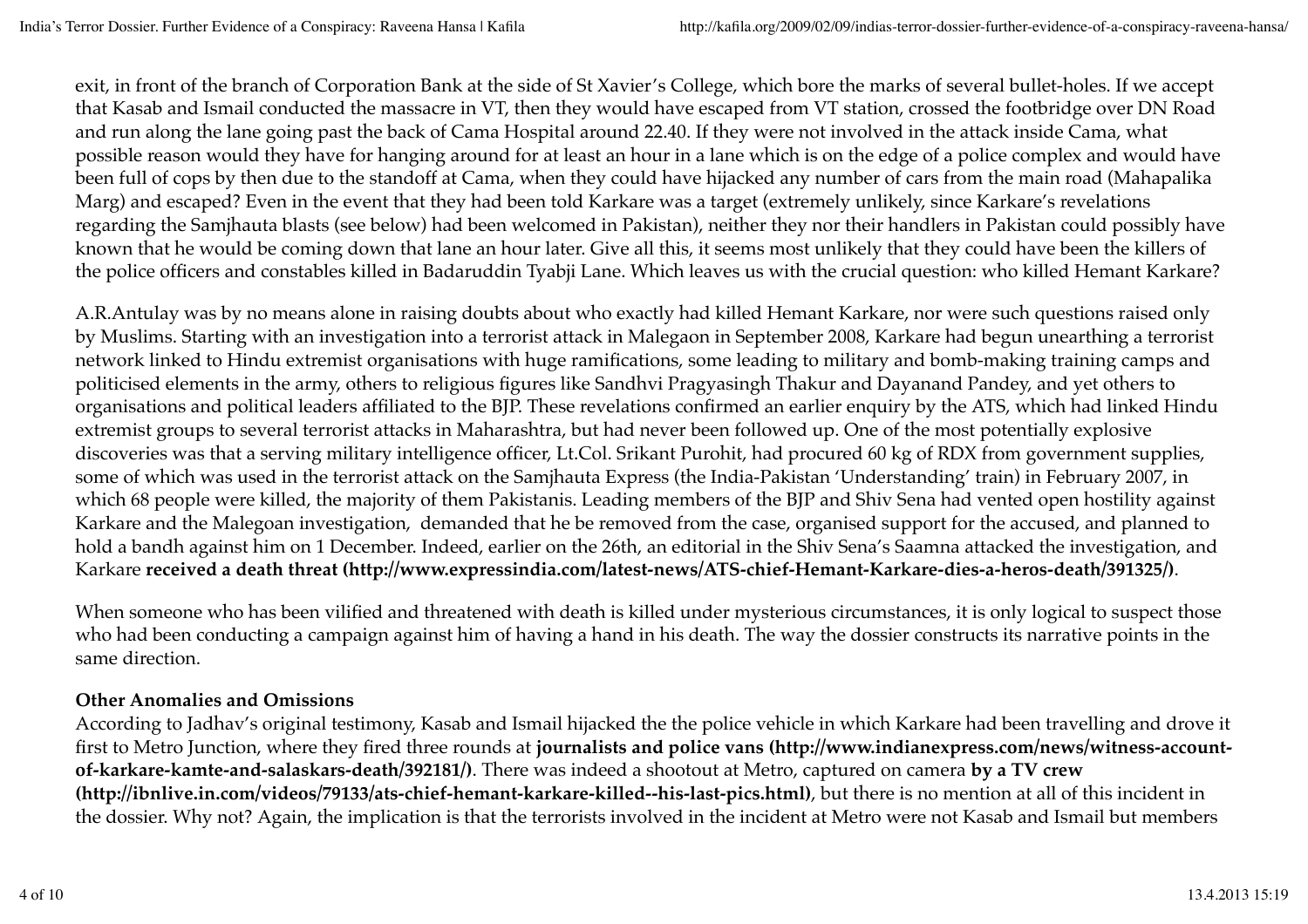exit, in front of the branch of Corporation Bank at the side of St Xavier's College, which bore the marks of several bullet-holes. If we accept that Kasab and Ismail conducted the massacre in VT, then they would have escaped from VT station, crossed the footbridge over DN Road and run along the lane going past the back of Cama Hospital around 22.40. If they were not involved in the attack inside Cama, what possible reason would they have for hanging around for at least an hour in a lane which is on the edge of a police complex and would have been full of cops by then due to the standoff at Cama, when they could have hijacked any number of cars from the main road (Mahapalika Marg) and escaped? Even in the event that they had been told Karkare was a target (extremely unlikely, since Karkare's revelations regarding the Samjhauta blasts (see below) had been welcomed in Pakistan), neither they nor their handlers in Pakistan could possibly have known that he would be coming down that lane an hour later. Give all this, it seems most unlikely that they could have been the killers of the police officers and constables killed in Badaruddin Tyabji Lane. Which leaves us with the crucial question: who killed Hemant Karkare?

A.R.Antulay was by no means alone in raising doubts about who exactly had killed Hemant Karkare, nor were such questions raised only by Muslims. Starting with an investigation into a terrorist attack in Malegaon in September 2008, Karkare had begun unearthing a terrorist network linked to Hindu extremist organisations with huge ramifications, some leading to military and bomb-making training camps and politicised elements in the army, others to religious figures like Sandhvi Pragyasingh Thakur and Dayanand Pandey, and yet others to organisations and political leaders affiliated to the BJP. These revelations confirmed an earlier enquiry by the ATS, which had linked Hindu extremist groups to several terrorist attacks in Maharashtra, but had never been followed up. One of the most potentially explosive discoveries was that a serving military intelligence officer, Lt.Col. Srikant Purohit, had procured 60 kg of RDX from government supplies, some of which was used in the terrorist attack on the Samjhauta Express (the India-Pakistan 'Understanding' train) in February 2007, in which 68 people were killed, the majority of them Pakistanis. Leading members of the BJP and Shiv Sena had vented open hostility against Karkare and the Malegoan investigation, demanded that he be removed from the case, organised support for the accused, and planned to hold a bandh against him on 1 December. Indeed, earlier on the 26th, an editorial in the Shiv Sena's Saamna attacked the investigation, and Karkare **received a death threat (http://www.expressindia.com/latest-news/ATS-chief-Hemant-Karkare-dies-a-heros-death/391325/)**.

When someone who has been vilified and threatened with death is killed under mysterious circumstances, it is only logical to suspect those who had been conducting a campaign against him of having a hand in his death. The way the dossier constructs its narrative points in the same direction.

**Other Anomalies and Omissions**

According to Jadhav's original testimony, Kasab and Ismail hijacked the the police vehicle in which Karkare had been travelling and drove it first to Metro Junction, where they fired three rounds at **journalists and police vans (http://www.indianexpress.com/news/witness-account-of-karkare-kamte-and-salaskars-death/392181/)**. There was indeed a shootout at Metro, captured on camera **by a TV crew (http://ibnlive.in.com/videos/79133/ats-chief-hemant-karkare-killed--his-last-pics.html)**, but there is no mention at all of this incident in the dossier. Why not? Again, the implication is that the terrorists involved in the incident at Metro were not Kasab and Ismail but members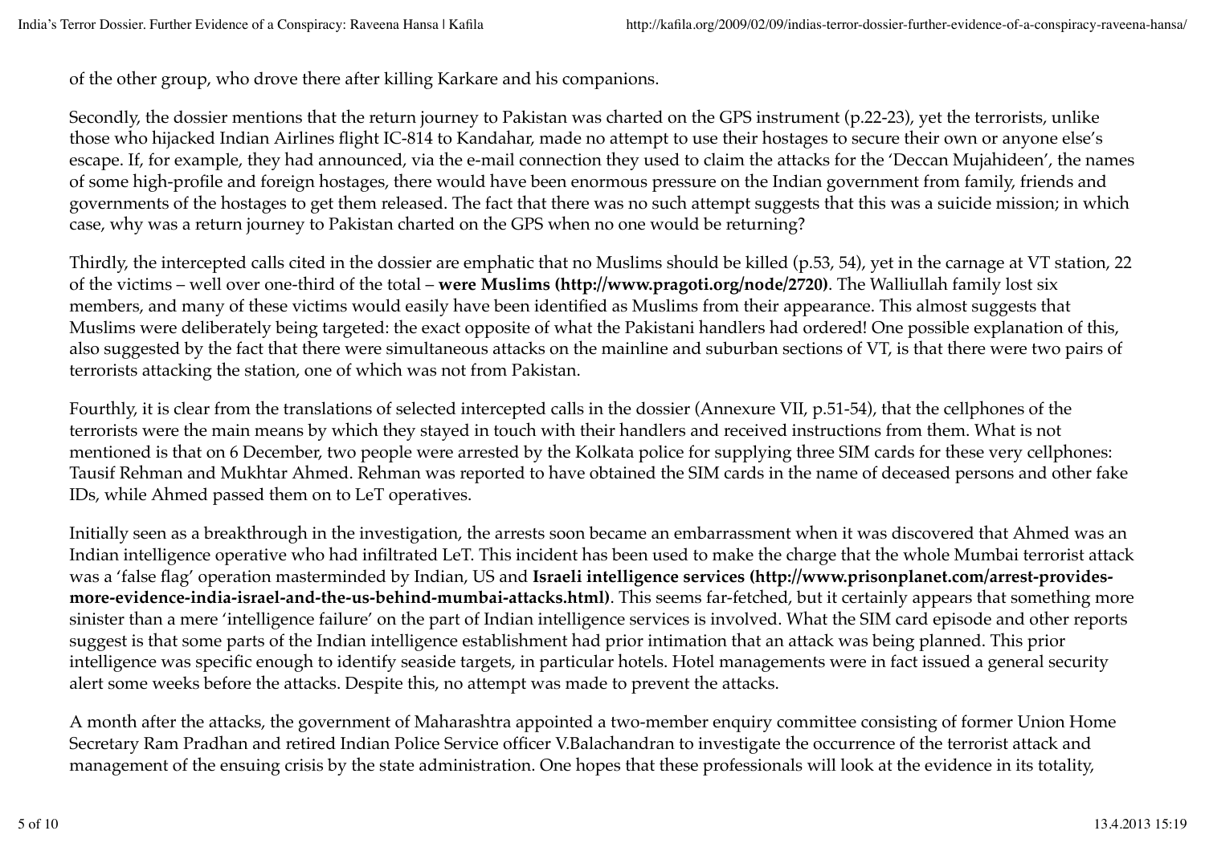of the other group, who drove there after killing Karkare and his companions.

Secondly, the dossier mentions that the return journey to Pakistan was charted on the GPS instrument (p.22-23), yet the terrorists, unlike those who hijacked Indian Airlines flight IC-814 to Kandahar, made no attempt to use their hostages to secure their own or anyone else's escape. If, for example, they had announced, via the e-mail connection they used to claim the attacks for the 'Deccan Mujahideen', the names of some high-profile and foreign hostages, there would have been enormous pressure on the Indian government from family, friends and governments of the hostages to get them released. The fact that there was no such attempt suggests that this was a suicide mission; in which case, why was a return journey to Pakistan charted on the GPS when no one would be returning?

Thirdly, the intercepted calls cited in the dossier are emphatic that no Muslims should be killed (p.53, 54), yet in the carnage at VT station, 22 of the victims – well over one-third of the total – **were Muslims (http://www.pragoti.org/node/2720)**. The Walliullah family lost six members, and many of these victims would easily have been identified as Muslims from their appearance. This almost suggests that Muslims were deliberately being targeted: the exact opposite of what the Pakistani handlers had ordered! One possible explanation of this, also suggested by the fact that there were simultaneous attacks on the mainline and suburban sections of VT, is that there were two pairs of terrorists attacking the station, one of which was not from Pakistan.

Fourthly, it is clear from the translations of selected intercepted calls in the dossier (Annexure VII, p.51-54), that the cellphones of the terrorists were the main means by which they stayed in touch with their handlers and received instructions from them. What is not mentioned is that on 6 December, two people were arrested by the Kolkata police for supplying three SIM cards for these very cellphones: Tausif Rehman and Mukhtar Ahmed. Rehman was reported to have obtained the SIM cards in the name of deceased persons and other fake IDs, while Ahmed passed them on to LeT operatives.

Initially seen as a breakthrough in the investigation, the arrests soon became an embarrassment when it was discovered that Ahmed was an Indian intelligence operative who had infiltrated LeT. This incident has been used to make the charge that the whole Mumbai terrorist attack was a 'false flag' operation masterminded by Indian, US and **Israeli intelligence services (http://www.prisonplanet.com/arrest-provides-more-evidence-india-israel-and-the-us-behind-mumbai-attacks.html)**. This seems far-fetched, but it certainly appears that something more sinister than a mere 'intelligence failure' on the part of Indian intelligence services is involved. What the SIM card episode and other reports suggest is that some parts of the Indian intelligence establishment had prior intimation that an attack was being planned. This prior intelligence was specific enough to identify seaside targets, in particular hotels. Hotel managements were in fact issued a general security alert some weeks before the attacks. Despite this, no attempt was made to prevent the attacks.

A month after the attacks, the government of Maharashtra appointed a two-member enquiry committee consisting of former Union Home Secretary Ram Pradhan and retired Indian Police Service officer V.Balachandran to investigate the occurrence of the terrorist attack and management of the ensuing crisis by the state administration. One hopes that these professionals will look at the evidence in its totality,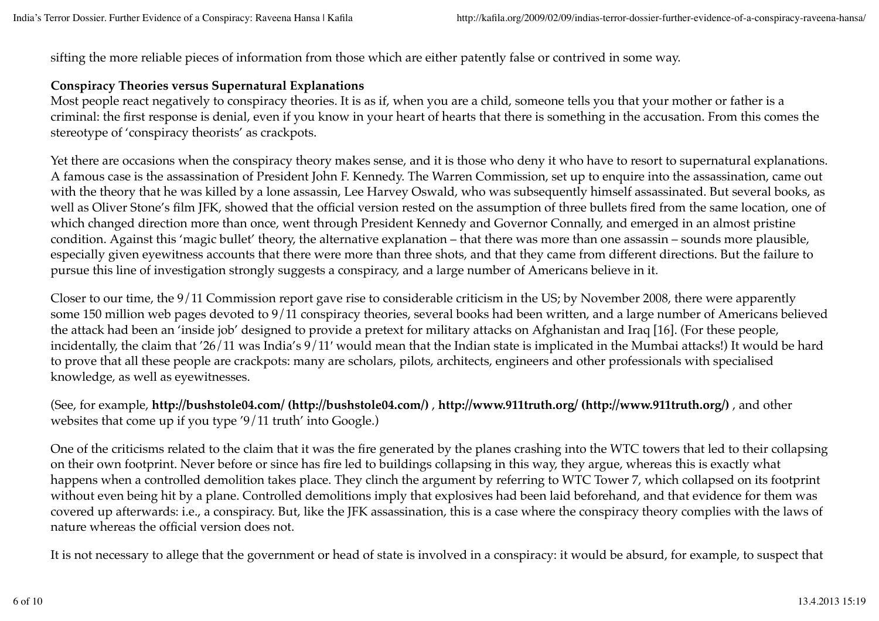sifting the more reliable pieces of information from those which are either patently false or contrived in some way.

**Conspiracy Theories versus Supernatural Explanations**

Most people react negatively to conspiracy theories. It is as if, when you are a child, someone tells you that your mother or father is a criminal: the first response is denial, even if you know in your heart of hearts that there is something in the accusation. From this comes the stereotype of 'conspiracy theorists' as crackpots.

Yet there are occasions when the conspiracy theory makes sense, and it is those who deny it who have to resort to supernatural explanations. A famous case is the assassination of President John F. Kennedy. The Warren Commission, set up to enquire into the assassination, came out with the theory that he was killed by a lone assassin, Lee Harvey Oswald, who was subsequently himself assassinated. But several books, as well as Oliver Stone's film JFK, showed that the official version rested on the assumption of three bullets fired from the same location, one of which changed direction more than once, went through President Kennedy and Governor Connally, and emerged in an almost pristine condition. Against this 'magic bullet' theory, the alternative explanation – that there was more than one assassin – sounds more plausible, especially given eyewitness accounts that there were more than three shots, and that they came from different directions. But the failure to pursue this line of investigation strongly suggests a conspiracy, and a large number of Americans believe in it.

Closer to our time, the 9/11 Commission report gave rise to considerable criticism in the US; by November 2008, there were apparently some 150 million web pages devoted to 9/11 conspiracy theories, several books had been written, and a large number of Americans believed the attack had been an 'inside job' designed to provide a pretext for military attacks on Afghanistan and Iraq [16]. (For these people, incidentally, the claim that '26/11 was India's 9/11' would mean that the Indian state is implicated in the Mumbai attacks!) It would be hard to prove that all these people are crackpots: many are scholars, pilots, architects, engineers and other professionals with specialised knowledge, as well as eyewitnesses.

(See, for example, **http://bushstole04.com/ (http://bushstole04.com/)** , **http://www.911truth.org/ (http://www.911truth.org/)** , and other websites that come up if you type '9/11 truth' into Google.)

One of the criticisms related to the claim that it was the fire generated by the planes crashing into the WTC towers that led to their collapsing on their own footprint. Never before or since has fire led to buildings collapsing in this way, they argue, whereas this is exactly what happens when a controlled demolition takes place. They clinch the argument by referring to WTC Tower 7, which collapsed on its footprint without even being hit by a plane. Controlled demolitions imply that explosives had been laid beforehand, and that evidence for them was covered up afterwards: i.e., a conspiracy. But, like the JFK assassination, this is a case where the conspiracy theory complies with the laws of nature whereas the official version does not.

It is not necessary to allege that the government or head of state is involved in a conspiracy: it would be absurd, for example, to suspect that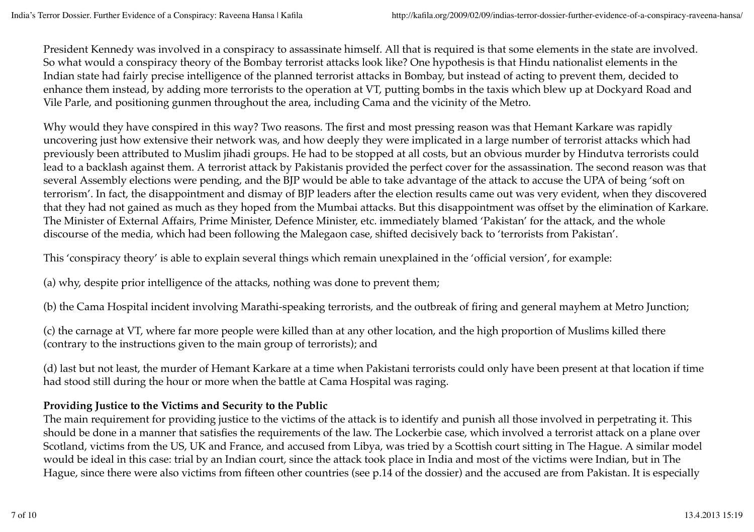President Kennedy was involved in a conspiracy to assassinate himself. All that is required is that some elements in the state are involved. So what would a conspiracy theory of the Bombay terrorist attacks look like? One hypothesis is that Hindu nationalist elements in the Indian state had fairly precise intelligence of the planned terrorist attacks in Bombay, but instead of acting to prevent them, decided to enhance them instead, by adding more terrorists to the operation at VT, putting bombs in the taxis which blew up at Dockyard Road and Vile Parle, and positioning gunmen throughout the area, including Cama and the vicinity of the Metro.

Why would they have conspired in this way? Two reasons. The first and most pressing reason was that Hemant Karkare was rapidly uncovering just how extensive their network was, and how deeply they were implicated in a large number of terrorist attacks which had previously been attributed to Muslim jihadi groups. He had to be stopped at all costs, but an obvious murder by Hindutva terrorists could lead to a backlash against them. A terrorist attack by Pakistanis provided the perfect cover for the assassination. The second reason was that several Assembly elections were pending, and the BJP would be able to take advantage of the attack to accuse the UPA of being 'soft on terrorism'. In fact, the disappointment and dismay of BJP leaders after the election results came out was very evident, when they discovered that they had not gained as much as they hoped from the Mumbai attacks. But this disappointment was offset by the elimination of Karkare. The Minister of External Affairs, Prime Minister, Defence Minister, etc. immediately blamed 'Pakistan' for the attack, and the whole discourse of the media, which had been following the Malegaon case, shifted decisively back to 'terrorists from Pakistan'.

This 'conspiracy theory' is able to explain several things which remain unexplained in the 'official version', for example:

(a) why, despite prior intelligence of the attacks, nothing was done to prevent them;

(b) the Cama Hospital incident involving Marathi-speaking terrorists, and the outbreak of firing and general mayhem at Metro Junction;

(c) the carnage at VT, where far more people were killed than at any other location, and the high proportion of Muslims killed there (contrary to the instructions given to the main group of terrorists); and

(d) last but not least, the murder of Hemant Karkare at a time when Pakistani terrorists could only have been present at that location if time had stood still during the hour or more when the battle at Cama Hospital was raging.

**Providing Justice to the Victims and Security to the Public**

The main requirement for providing justice to the victims of the attack is to identify and punish all those involved in perpetrating it. This should be done in a manner that satisfies the requirements of the law. The Lockerbie case, which involved a terrorist attack on a plane over Scotland, victims from the US, UK and France, and accused from Libya, was tried by a Scottish court sitting in The Hague. A similar model would be ideal in this case: trial by an Indian court, since the attack took place in India and most of the victims were Indian, but in The Hague, since there were also victims from fifteen other countries (see p.14 of the dossier) and the accused are from Pakistan. It is especially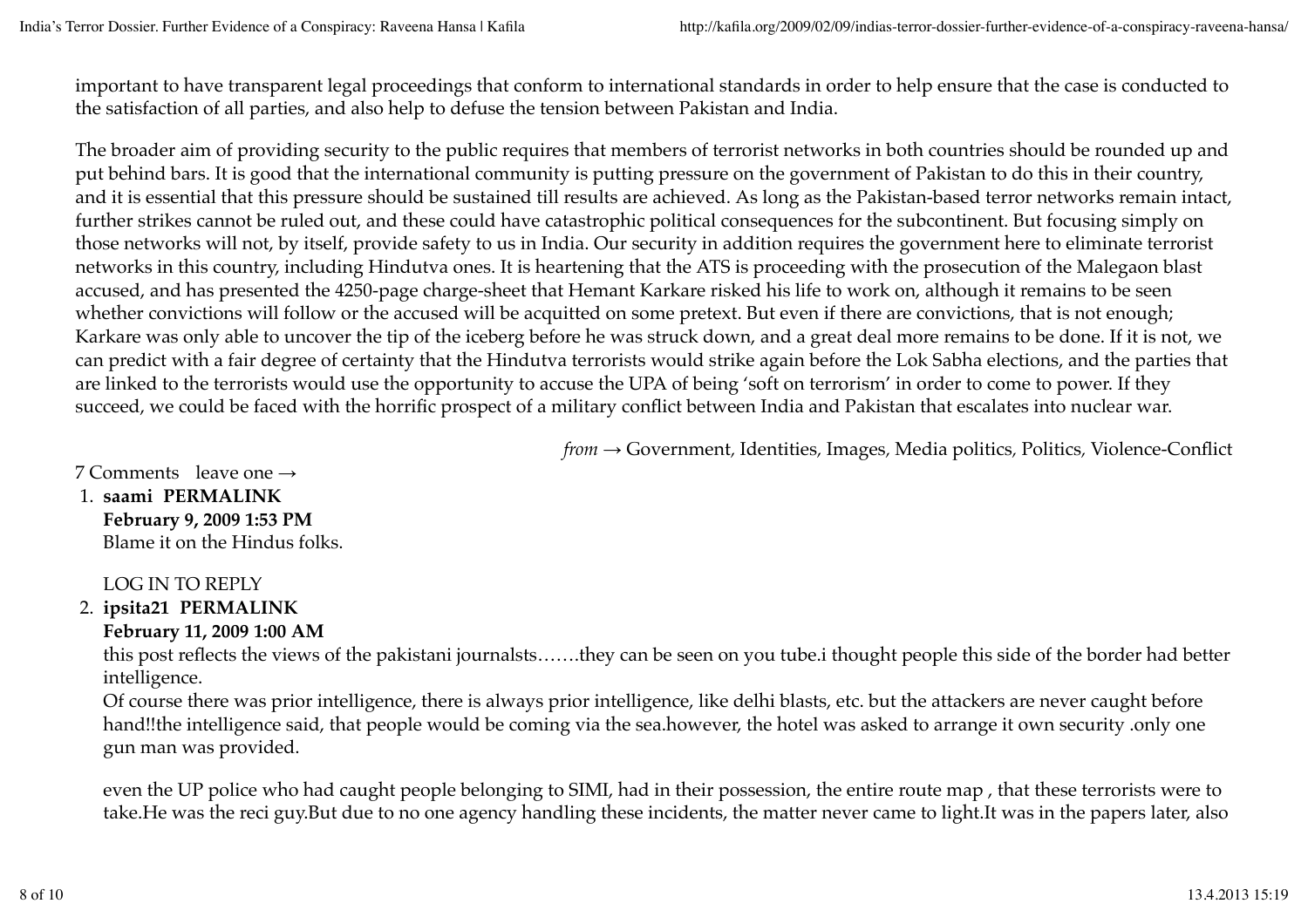important to have transparent legal proceedings that conform to international standards in order to help ensure that the case is conducted to the satisfaction of all parties, and also help to defuse the tension between Pakistan and India.

The broader aim of providing security to the public requires that members of terrorist networks in both countries should be rounded up and put behind bars. It is good that the international community is putting pressure on the government of Pakistan to do this in their country, and it is essential that this pressure should be sustained till results are achieved. As long as the Pakistan-based terror networks remain intact, further strikes cannot be ruled out, and these could have catastrophic political consequences for the subcontinent. But focusing simply on those networks will not, by itself, provide safety to us in India. Our security in addition requires the government here to eliminate terrorist networks in this country, including Hindutva ones. It is heartening that the ATS is proceeding with the prosecution of the Malegaon blast accused, and has presented the 4250-page charge-sheet that Hemant Karkare risked his life to work on, although it remains to be seen whether convictions will follow or the accused will be acquitted on some pretext. But even if there are convictions, that is not enough; Karkare was only able to uncover the tip of the iceberg before he was struck down, and a great deal more remains to be done. If it is not, we can predict with a fair degree of certainty that the Hindutva terrorists would strike again before the Lok Sabha elections, and the parties that are linked to the terrorists would use the opportunity to accuse the UPA of being 'soft on terrorism' in order to come to power. If they succeed, we could be faced with the horrific prospect of a military conflict between India and Pakistan that escalates into nuclear war.

*from* → Government, Identities, Images, Media politics, Politics, Violence-Conflict

7 Comments leave one →

1. **saami PERMALINK**
   **February 9, 2009 1:53 PM**
   Blame it on the Hindus folks.

   LOG IN TO REPLY

2. **ipsita21 PERMALINK**
   **February 11, 2009 1:00 AM**
   this post reflects the views of the pakistani journalsts…….they can be seen on you tube.i thought people this side of the border had better intelligence.
   Of course there was prior intelligence, there is always prior intelligence, like delhi blasts, etc. but the attackers are never caught before hand!!the intelligence said, that people would be coming via the sea.however, the hotel was asked to arrange it own security .only one gun man was provided.

   even the UP police who had caught people belonging to SIMI, had in their possession, the entire route map , that these terrorists were to take.He was the reci guy.But due to no one agency handling these incidents, the matter never came to light.It was in the papers later, also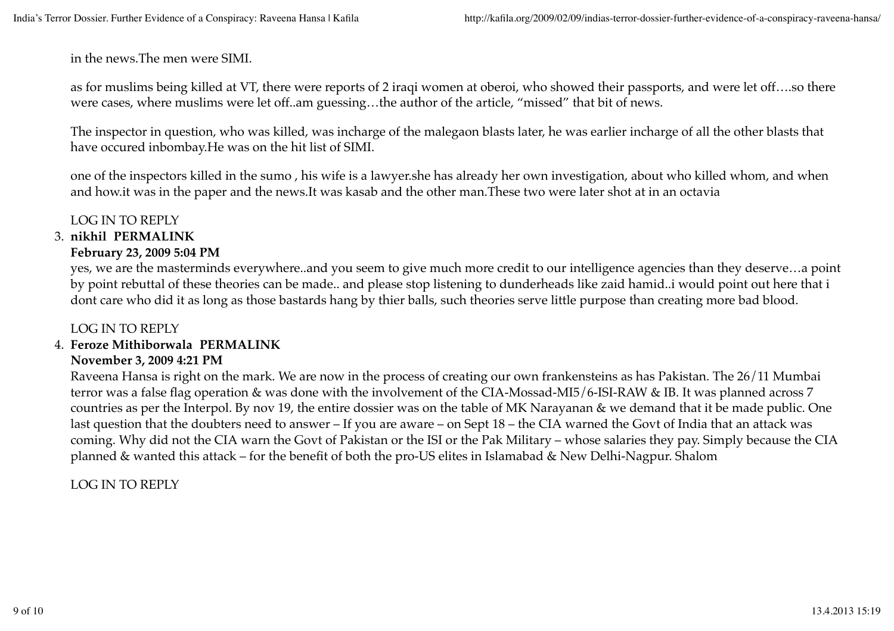in the news.The men were SIMI.

as for muslims being killed at VT, there were reports of 2 iraqi women at oberoi, who showed their passports, and were let off….so there were cases, where muslims were let off..am guessing…the author of the article, "missed" that bit of news.

The inspector in question, who was killed, was incharge of the malegaon blasts later, he was earlier incharge of all the other blasts that have occured inbombay.He was on the hit list of SIMI.

one of the inspectors killed in the sumo , his wife is a lawyer.she has already her own investigation, about who killed whom, and when and how.it was in the paper and the news.It was kasab and the other man.These two were later shot at in an octavia

LOG IN TO REPLY

3. **nikhil PERMALINK**
   **February 23, 2009 5:04 PM**
   yes, we are the masterminds everywhere..and you seem to give much more credit to our intelligence agencies than they deserve…a point by point rebuttal of these theories can be made.. and please stop listening to dunderheads like zaid hamid..i would point out here that i dont care who did it as long as those bastards hang by thier balls, such theories serve little purpose than creating more bad blood.

   LOG IN TO REPLY

4. **Feroze Mithiborwala PERMALINK**
   **November 3, 2009 4:21 PM**
   Raveena Hansa is right on the mark. We are now in the process of creating our own frankensteins as has Pakistan. The 26/11 Mumbai terror was a false flag operation & was done with the involvement of the CIA-Mossad-MI5/6-ISI-RAW & IB. It was planned across 7 countries as per the Interpol. By nov 19, the entire dossier was on the table of MK Narayanan & we demand that it be made public. One last question that the doubters need to answer – If you are aware – on Sept 18 – the CIA warned the Govt of India that an attack was coming. Why did not the CIA warn the Govt of Pakistan or the ISI or the Pak Military – whose salaries they pay. Simply because the CIA planned & wanted this attack – for the benefit of both the pro-US elites in Islamabad & New Delhi-Nagpur. Shalom

   LOG IN TO REPLY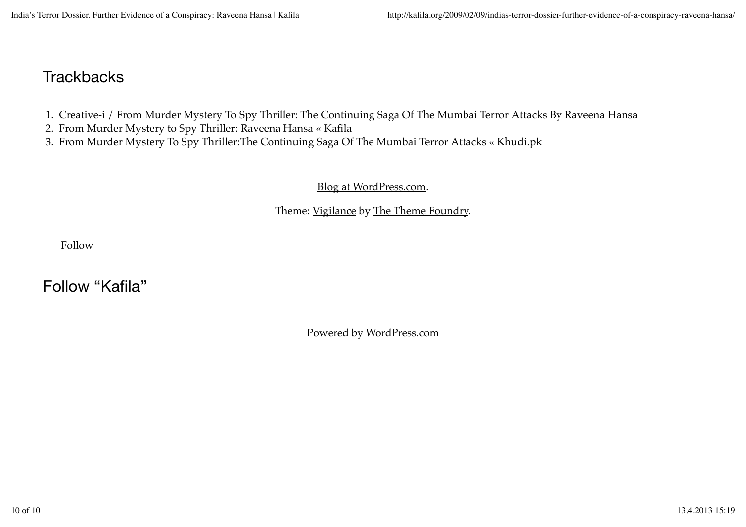## Trackbacks

1. Creative-i / From Murder Mystery To Spy Thriller: The Continuing Saga Of The Mumbai Terror Attacks By Raveena Hansa
2. From Murder Mystery to Spy Thriller: Raveena Hansa « Kafila
3. From Murder Mystery To Spy Thriller:The Continuing Saga Of The Mumbai Terror Attacks « Khudi.pk

Blog at WordPress.com.

Theme: Vigilance by The Theme Foundry.

Follow

## Follow "Kafila"

Powered by WordPress.com